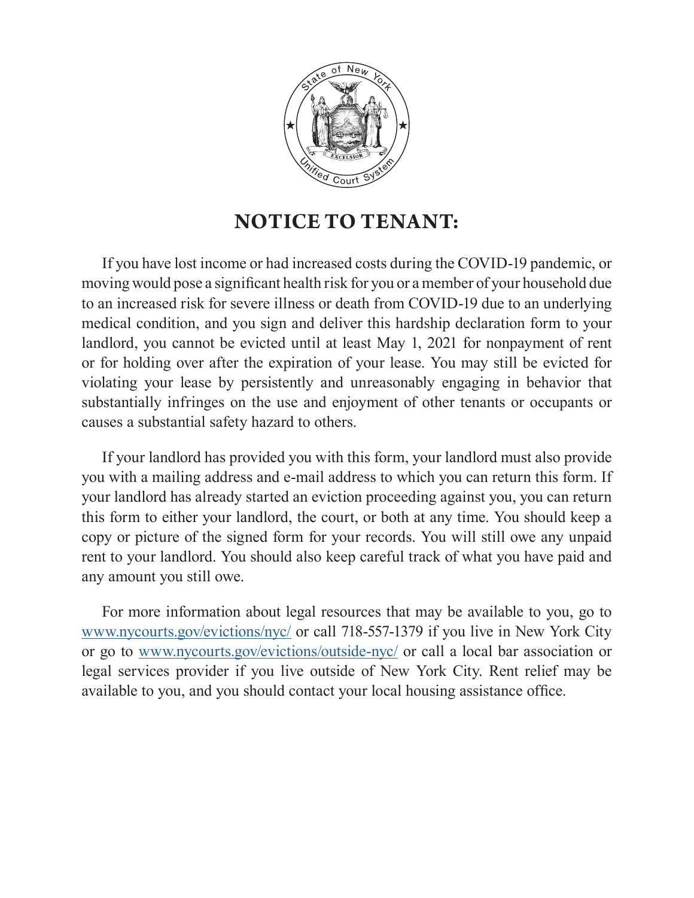# NOTICE TO TENANT:

If you have lost income or had increased costs during the COVID-19 pandemic, or moving would pose a significant health risk for you or a member of your household due to an increased risk for severe illness or death from COVID-19 due to an underlying medical condition, and you sign and deliver this hardship declaration form to your landlord, you cannot be evicted until at least May 1, 2021 for nonpayment of rent or for holding over after the expiration of your lease. You may still be evicted for violating your lease by persistently and unreasonably engaging in behavior that substantially infringes on the use and enjoyment of other tenants or occupants or causes a substantial safety hazard to others.

If your landlord has provided you with this form, your landlord must also provide you with a mailing address and e-mail address to which you can return this form. If your landlord has already started an eviction proceeding against you, you can return this form to either your landlord, the court, or both at any time. You should keep a copy or picture of the signed form for your records. You will still owe any unpaid rent to your landlord. You should also keep careful track of what you have paid and any amount you still owe.

For more information about legal resources that may be available to you, go to www.nycourts.gov/evictions/nyc/ or call 718-557-1379 if you live in New York City or go to www.nycourts.gov/evictions/outside-nyc/ or call a local bar association or legal services provider if you live outside of New York City. Rent relief may be available to you, and you should contact your local housing assistance office.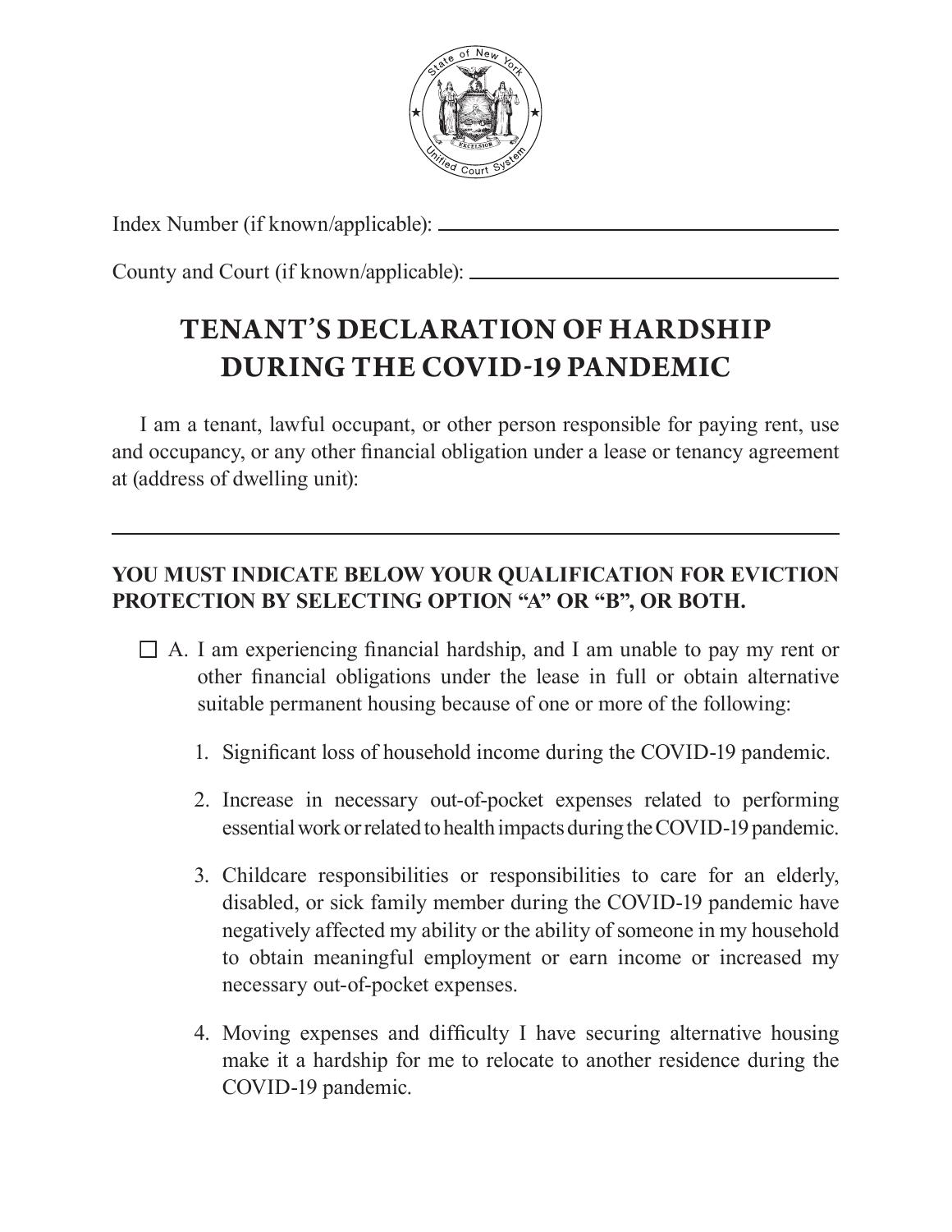Index Number (if known/applicable): ______________________________

County and Court (if known/applicable): ______________________________

# TENANT'S DECLARATION OF HARDSHIP DURING THE COVID-19 PANDEMIC

I am a tenant, lawful occupant, or other person responsible for paying rent, use and occupancy, or any other financial obligation under a lease or tenancy agreement at (address of dwelling unit):

______________________________________________________________

**YOU MUST INDICATE BELOW YOUR QUALIFICATION FOR EVICTION PROTECTION BY SELECTING OPTION "A" OR "B", OR BOTH.**

☐ A. I am experiencing financial hardship, and I am unable to pay my rent or other financial obligations under the lease in full or obtain alternative suitable permanent housing because of one or more of the following:

1. Significant loss of household income during the COVID-19 pandemic.
2. Increase in necessary out-of-pocket expenses related to performing essential work or related to health impacts during the COVID-19 pandemic.
3. Childcare responsibilities or responsibilities to care for an elderly, disabled, or sick family member during the COVID-19 pandemic have negatively affected my ability or the ability of someone in my household to obtain meaningful employment or earn income or increased my necessary out-of-pocket expenses.
4. Moving expenses and difficulty I have securing alternative housing make it a hardship for me to relocate to another residence during the COVID-19 pandemic.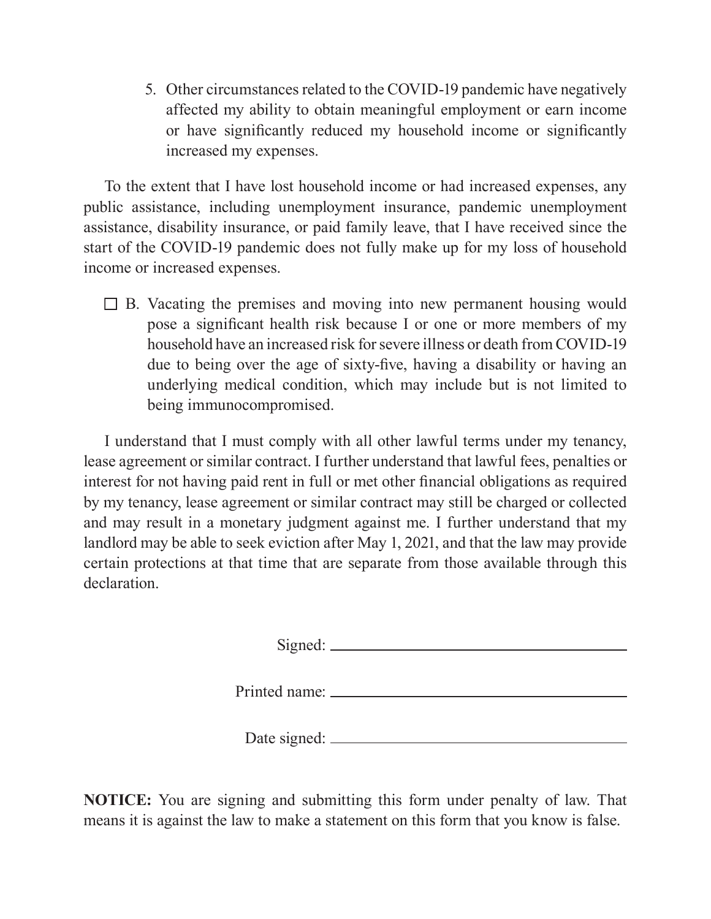5. Other circumstances related to the COVID-19 pandemic have negatively affected my ability to obtain meaningful employment or earn income or have significantly reduced my household income or significantly increased my expenses.

To the extent that I have lost household income or had increased expenses, any public assistance, including unemployment insurance, pandemic unemployment assistance, disability insurance, or paid family leave, that I have received since the start of the COVID-19 pandemic does not fully make up for my loss of household income or increased expenses.

☐ B. Vacating the premises and moving into new permanent housing would pose a significant health risk because I or one or more members of my household have an increased risk for severe illness or death from COVID-19 due to being over the age of sixty-five, having a disability or having an underlying medical condition, which may include but is not limited to being immunocompromised.

I understand that I must comply with all other lawful terms under my tenancy, lease agreement or similar contract. I further understand that lawful fees, penalties or interest for not having paid rent in full or met other financial obligations as required by my tenancy, lease agreement or similar contract may still be charged or collected and may result in a monetary judgment against me. I further understand that my landlord may be able to seek eviction after May 1, 2021, and that the law may provide certain protections at that time that are separate from those available through this declaration.

Signed: ______________________________

Printed name: ______________________________

Date signed: ______________________________

**NOTICE:** You are signing and submitting this form under penalty of law. That means it is against the law to make a statement on this form that you know is false.